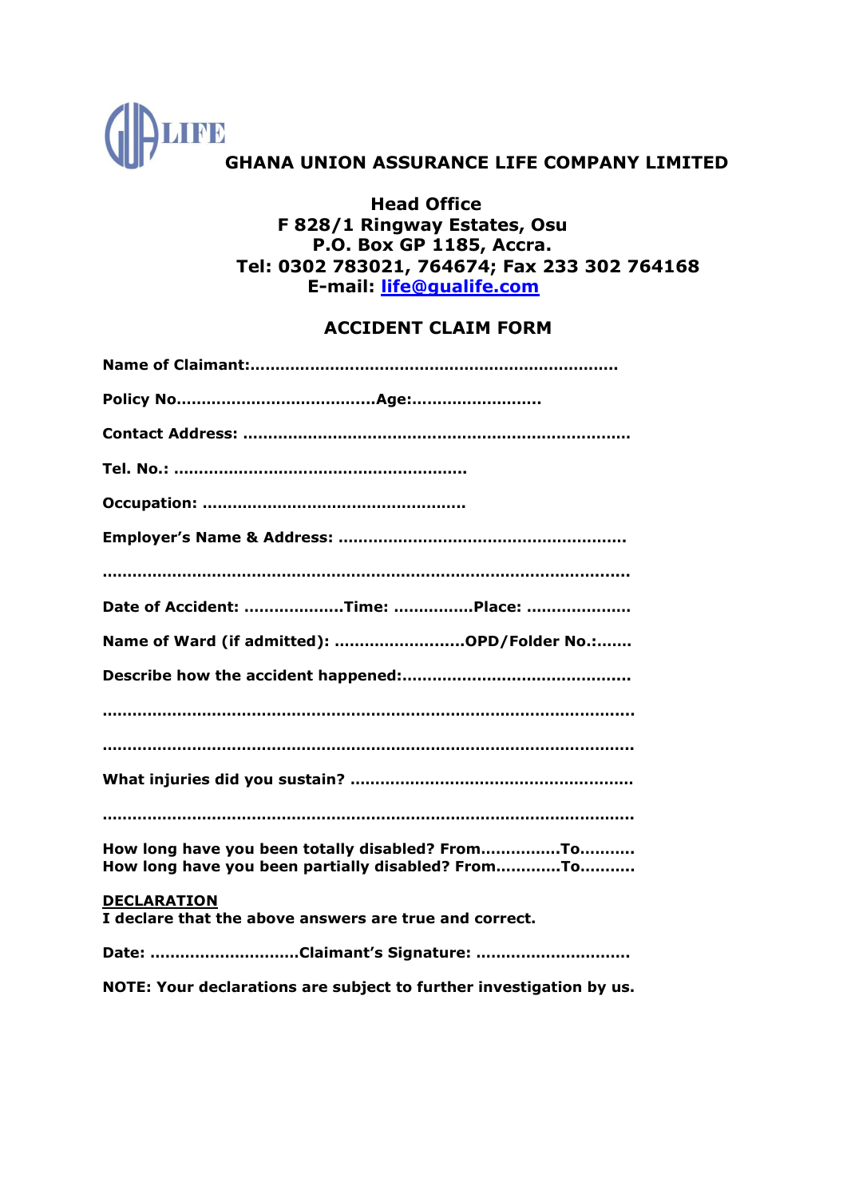GUA LIFE

# GHANA UNION ASSURANCE LIFE COMPANY LIMITED

**Head Office**
**F 828/1 Ringway Estates, Osu**
**P.O. Box GP 1185, Accra.**
**Tel: 0302 783021, 764674; Fax 233 302 764168**
**E-mail: life@gualife.com**

## ACCIDENT CLAIM FORM

**Name of Claimant:**………………………………………………………………

**Policy No**…………………………………**Age:**…………………….

**Contact Address:** ……………………………………………………………….

**Tel. No.:** …………………………………………………

**Occupation:** ……………………………………………

**Employer's Name & Address:** ……………………………………………….

………………………………………………………………………………………

**Date of Accident:** ……………….**Time:** …………….**Place:** ………………..

**Name of Ward (if admitted):** …………………….**OPD/Folder No.:**…….

**Describe how the accident happened:**……………………………………….

………………………………………………………………………………………

………………………………………………………………………………………

**What injuries did you sustain?** ……………………………………………….

………………………………………………………………………………………

**How long have you been totally disabled? From**……………**To**………..
**How long have you been partially disabled? From**…………**To**………..

**<u>DECLARATION</u>**
**I declare that the above answers are true and correct.**

**Date:** ………………………..**Claimant's Signature:** ………………………..

**NOTE: Your declarations are subject to further investigation by us.**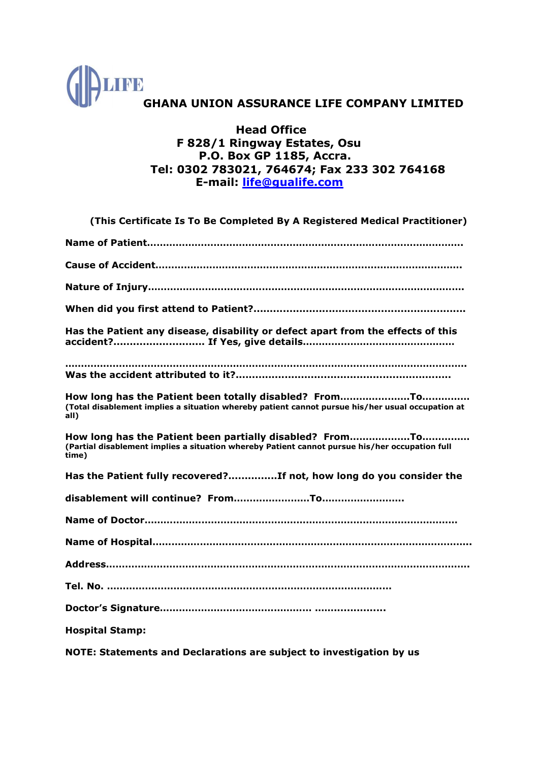GUA LIFE

# GHANA UNION ASSURANCE LIFE COMPANY LIMITED

**Head Office**
**F 828/1 Ringway Estates, Osu**
**P.O. Box GP 1185, Accra.**
**Tel: 0302 783021, 764674; Fax 233 302 764168**
**E-mail: life@gualife.com**

**(This Certificate Is To Be Completed By A Registered Medical Practitioner)**

**Name of Patient………………………………………………………………………………………**

**Cause of Accident……………………………………………………………………………………**

**Nature of Injury………………………………………………………………………………………**

**When did you first attend to Patient?……………………………………………………………**

**Has the Patient any disease, disability or defect apart from the effects of this accident?……………………… If Yes, give details………………………………………**

**…………………………………………………………………………………………………………**

**Was the accident attributed to it?…………………………………………………………**

**How long has the Patient been totally disabled? From…………………To……………**
**(Total disablement implies a situation whereby patient cannot pursue his/her usual occupation at all)**

**How long has the Patient been partially disabled? From………………To……………**
**(Partial disablement implies a situation whereby Patient cannot pursue his/her occupation full time)**

**Has the Patient fully recovered?……………If not, how long do you consider the**

**disablement will continue? From……………………To……………………**

**Name of Doctor………………………………………………………………………………………**

**Name of Hospital……………………………………………………………………………………**

**Address…………………………………………………………………………………………………**

**Tel. No. ……………………………………………………………………………**

**Doctor's Signature……………………………………… …………………**

**Hospital Stamp:**

**NOTE: Statements and Declarations are subject to investigation by us**